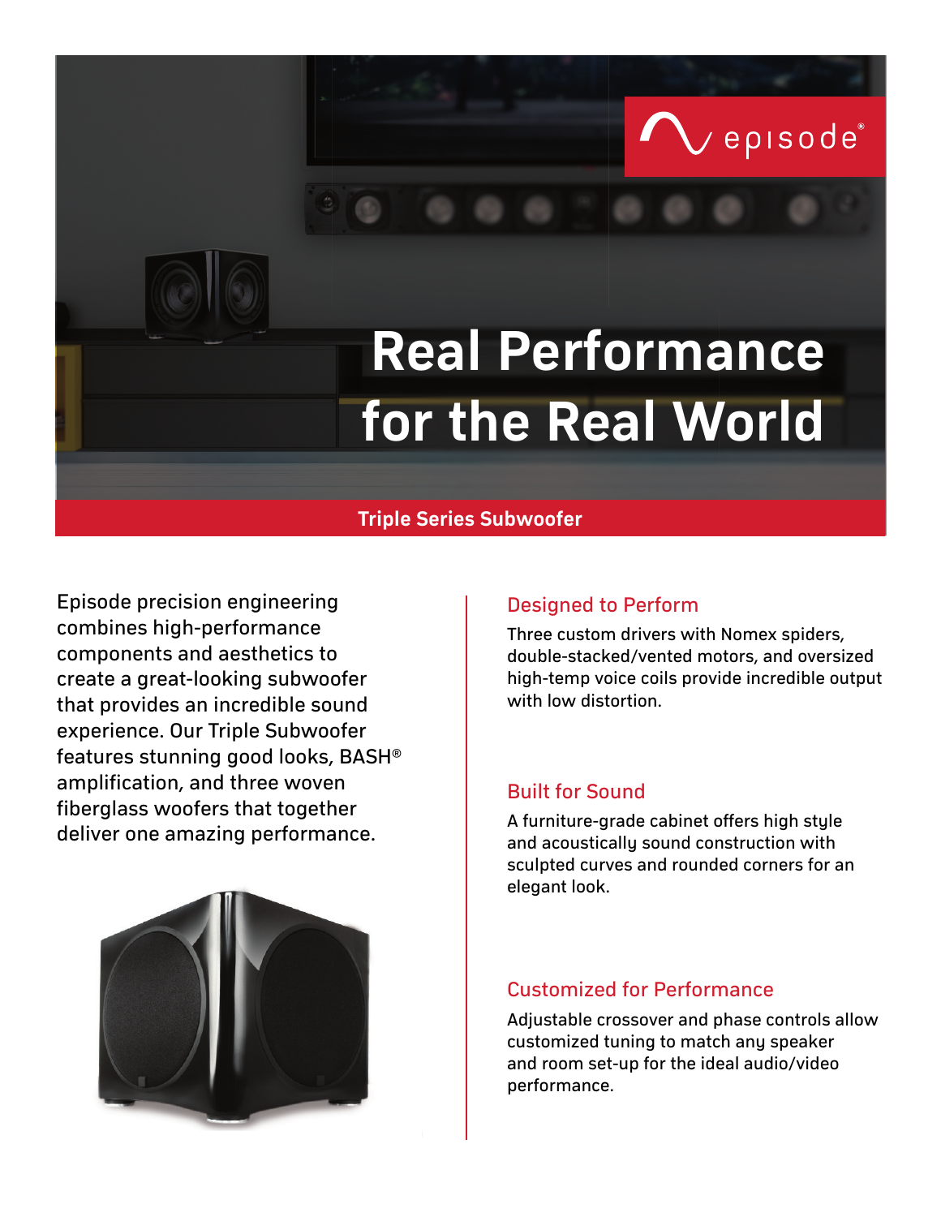episode®

# Real Performance for the Real World

## Triple Series Subwoofer

Episode precision engineering combines high-performance components and aesthetics to create a great-looking subwoofer that provides an incredible sound experience. Our Triple Subwoofer features stunning good looks, BASH® amplification, and three woven fiberglass woofers that together deliver one amazing performance.

### Designed to Perform

Three custom drivers with Nomex spiders, double-stacked/vented motors, and oversized high-temp voice coils provide incredible output with low distortion.

### Built for Sound

A furniture-grade cabinet offers high style and acoustically sound construction with sculpted curves and rounded corners for an elegant look.

### Customized for Performance

Adjustable crossover and phase controls allow customized tuning to match any speaker and room set-up for the ideal audio/video performance.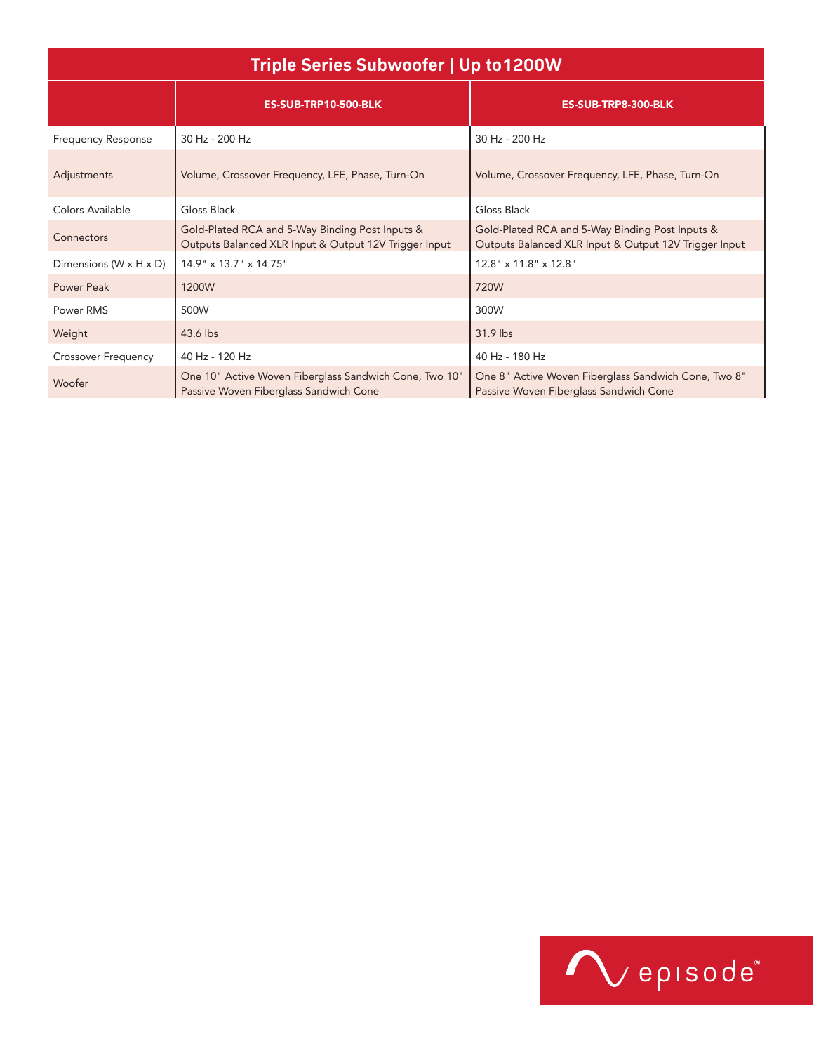## Triple Series Subwoofer | Up to1200W

| | ES-SUB-TRP10-500-BLK | ES-SUB-TRP8-300-BLK |
|---|---|---|
| Frequency Response | 30 Hz - 200 Hz | 30 Hz - 200 Hz |
| Adjustments | Volume, Crossover Frequency, LFE, Phase, Turn-On | Volume, Crossover Frequency, LFE, Phase, Turn-On |
| Colors Available | Gloss Black | Gloss Black |
| Connectors | Gold-Plated RCA and 5-Way Binding Post Inputs & Outputs Balanced XLR Input & Output 12V Trigger Input | Gold-Plated RCA and 5-Way Binding Post Inputs & Outputs Balanced XLR Input & Output 12V Trigger Input |
| Dimensions (W x H x D) | 14.9" x 13.7" x 14.75" | 12.8" x 11.8" x 12.8" |
| Power Peak | 1200W | 720W |
| Power RMS | 500W | 300W |
| Weight | 43.6 lbs | 31.9 lbs |
| Crossover Frequency | 40 Hz - 120 Hz | 40 Hz - 180 Hz |
| Woofer | One 10" Active Woven Fiberglass Sandwich Cone, Two 10" Passive Woven Fiberglass Sandwich Cone | One 8" Active Woven Fiberglass Sandwich Cone, Two 8" Passive Woven Fiberglass Sandwich Cone |

episode®